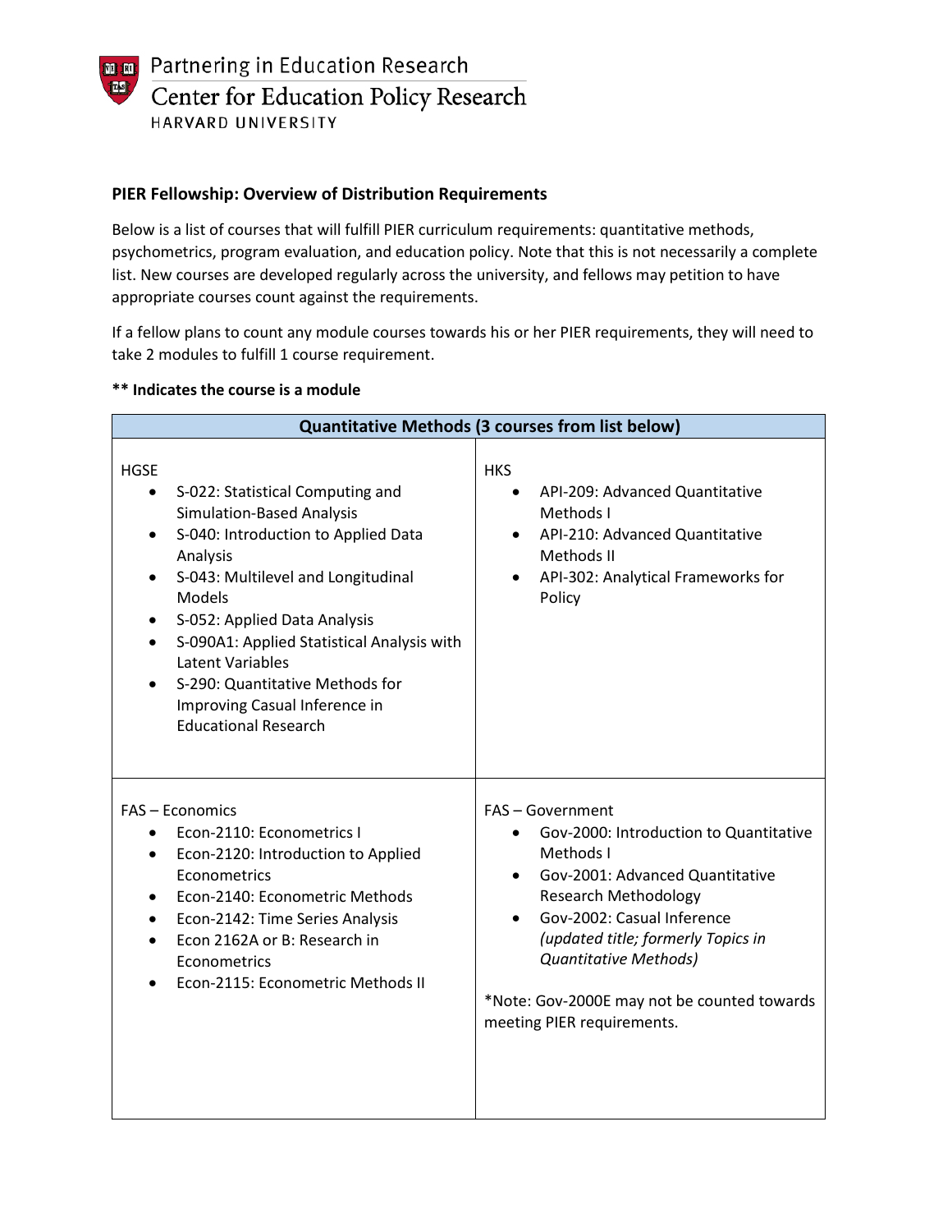Partnering in Education Research
Center for Education Policy Research
HARVARD UNIVERSITY

## PIER Fellowship: Overview of Distribution Requirements

Below is a list of courses that will fulfill PIER curriculum requirements: quantitative methods, psychometrics, program evaluation, and education policy. Note that this is not necessarily a complete list. New courses are developed regularly across the university, and fellows may petition to have appropriate courses count against the requirements.

If a fellow plans to count any module courses towards his or her PIER requirements, they will need to take 2 modules to fulfill 1 course requirement.

**\*\* Indicates the course is a module**

| **Quantitative Methods (3 courses from list below)** | |
|---|---|
| HGSE<br>• S-022: Statistical Computing and Simulation-Based Analysis<br>• S-040: Introduction to Applied Data Analysis<br>• S-043: Multilevel and Longitudinal Models<br>• S-052: Applied Data Analysis<br>• S-090A1: Applied Statistical Analysis with Latent Variables<br>• S-290: Quantitative Methods for Improving Casual Inference in Educational Research | HKS<br>• API-209: Advanced Quantitative Methods I<br>• API-210: Advanced Quantitative Methods II<br>• API-302: Analytical Frameworks for Policy |
| FAS – Economics<br>• Econ-2110: Econometrics I<br>• Econ-2120: Introduction to Applied Econometrics<br>• Econ-2140: Econometric Methods<br>• Econ-2142: Time Series Analysis<br>• Econ 2162A or B: Research in Econometrics<br>• Econ-2115: Econometric Methods II | FAS – Government<br>• Gov-2000: Introduction to Quantitative Methods I<br>• Gov-2001: Advanced Quantitative Research Methodology<br>• Gov-2002: Casual Inference *(updated title; formerly Topics in Quantitative Methods)*<br><br>*Note: Gov-2000E may not be counted towards meeting PIER requirements. |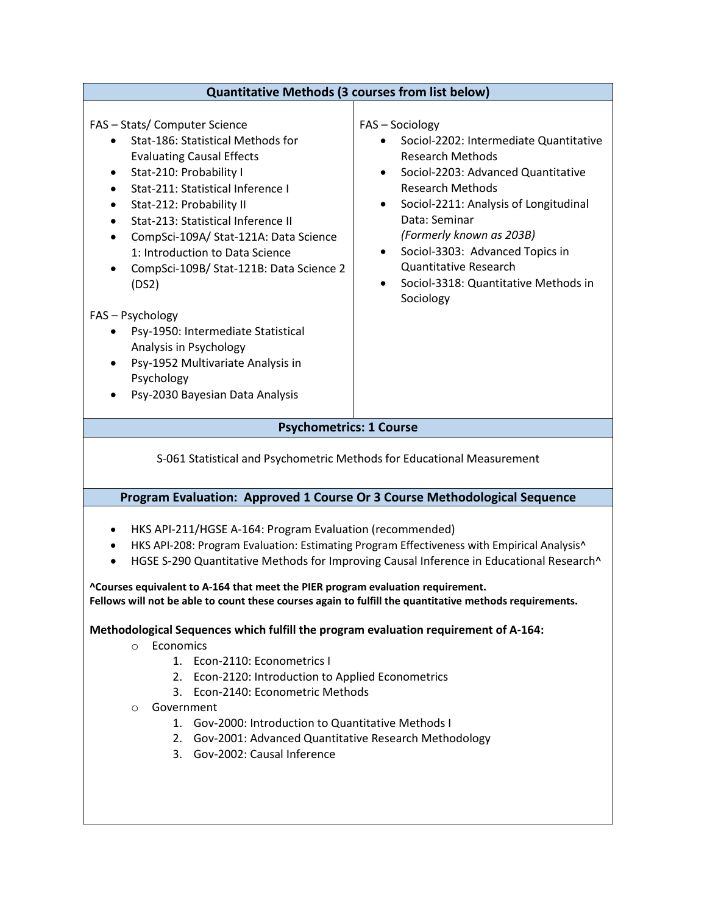## Quantitative Methods (3 courses from list below)

FAS – Stats/ Computer Science

- Stat-186: Statistical Methods for Evaluating Causal Effects
- Stat-210: Probability I
- Stat-211: Statistical Inference I
- Stat-212: Probability II
- Stat-213: Statistical Inference II
- CompSci-109A/ Stat-121A: Data Science 1: Introduction to Data Science
- CompSci-109B/ Stat-121B: Data Science 2 (DS2)

FAS – Psychology

- Psy-1950: Intermediate Statistical Analysis in Psychology
- Psy-1952 Multivariate Analysis in Psychology
- Psy-2030 Bayesian Data Analysis

FAS – Sociology

- Sociol-2202: Intermediate Quantitative Research Methods
- Sociol-2203: Advanced Quantitative Research Methods
- Sociol-2211: Analysis of Longitudinal Data: Seminar *(Formerly known as 203B)*
- Sociol-3303: Advanced Topics in Quantitative Research
- Sociol-3318: Quantitative Methods in Sociology

## Psychometrics: 1 Course

S-061 Statistical and Psychometric Methods for Educational Measurement

## Program Evaluation: Approved 1 Course Or 3 Course Methodological Sequence

- HKS API-211/HGSE A-164: Program Evaluation (recommended)
- HKS API-208: Program Evaluation: Estimating Program Effectiveness with Empirical Analysis^
- HGSE S-290 Quantitative Methods for Improving Causal Inference in Educational Research^

**^Courses equivalent to A-164 that meet the PIER program evaluation requirement.**
**Fellows will not be able to count these courses again to fulfill the quantitative methods requirements.**

**Methodological Sequences which fulfill the program evaluation requirement of A-164:**

- Economics
  1. Econ-2110: Econometrics I
  2. Econ-2120: Introduction to Applied Econometrics
  3. Econ-2140: Econometric Methods
- Government
  1. Gov-2000: Introduction to Quantitative Methods I
  2. Gov-2001: Advanced Quantitative Research Methodology
  3. Gov-2002: Causal Inference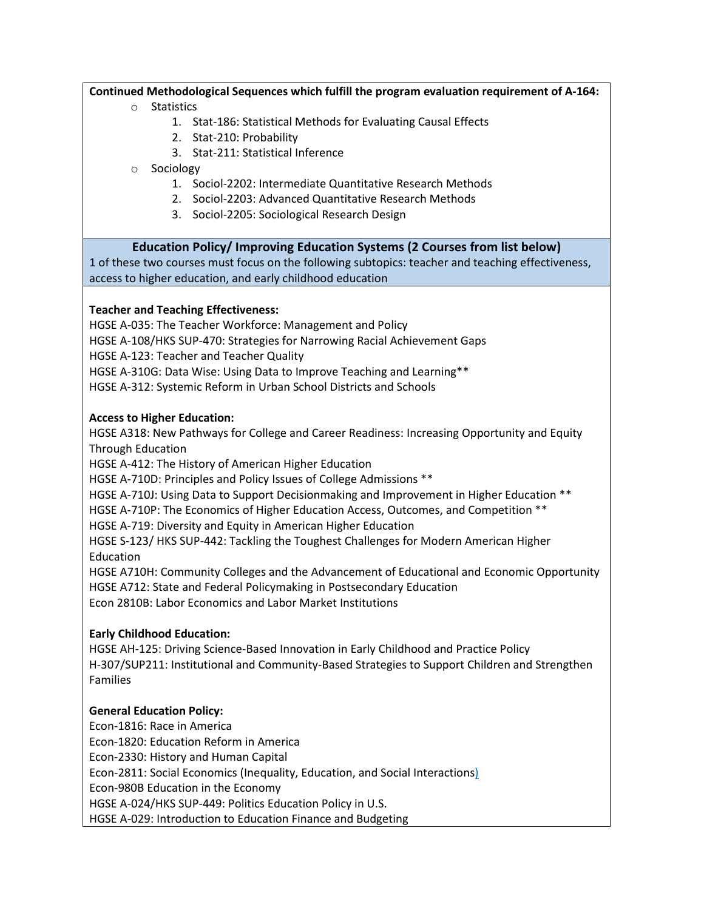**Continued Methodological Sequences which fulfill the program evaluation requirement of A-164:**

- Statistics
  1. Stat-186: Statistical Methods for Evaluating Causal Effects
  2. Stat-210: Probability
  3. Stat-211: Statistical Inference
- Sociology
  1. Sociol-2202: Intermediate Quantitative Research Methods
  2. Sociol-2203: Advanced Quantitative Research Methods
  3. Sociol-2205: Sociological Research Design

## Education Policy/ Improving Education Systems (2 Courses from list below)

1 of these two courses must focus on the following subtopics: teacher and teaching effectiveness, access to higher education, and early childhood education

**Teacher and Teaching Effectiveness:**

HGSE A-035: The Teacher Workforce: Management and Policy
HGSE A-108/HKS SUP-470: Strategies for Narrowing Racial Achievement Gaps
HGSE A-123: Teacher and Teacher Quality
HGSE A-310G: Data Wise: Using Data to Improve Teaching and Learning**
HGSE A-312: Systemic Reform in Urban School Districts and Schools

**Access to Higher Education:**

HGSE A318: New Pathways for College and Career Readiness: Increasing Opportunity and Equity Through Education
HGSE A-412: The History of American Higher Education
HGSE A-710D: Principles and Policy Issues of College Admissions **
HGSE A-710J: Using Data to Support Decisionmaking and Improvement in Higher Education **
HGSE A-710P: The Economics of Higher Education Access, Outcomes, and Competition **
HGSE A-719: Diversity and Equity in American Higher Education
HGSE S-123/ HKS SUP-442: Tackling the Toughest Challenges for Modern American Higher Education
HGSE A710H: Community Colleges and the Advancement of Educational and Economic Opportunity
HGSE A712: State and Federal Policymaking in Postsecondary Education
Econ 2810B: Labor Economics and Labor Market Institutions

**Early Childhood Education:**

HGSE AH-125: Driving Science-Based Innovation in Early Childhood and Practice Policy
H-307/SUP211: Institutional and Community-Based Strategies to Support Children and Strengthen Families

**General Education Policy:**

Econ-1816: Race in America
Econ-1820: Education Reform in America
Econ-2330: History and Human Capital
Econ-2811: Social Economics (Inequality, Education, and Social Interactions)
Econ-980B Education in the Economy
HGSE A-024/HKS SUP-449: Politics Education Policy in U.S.
HGSE A-029: Introduction to Education Finance and Budgeting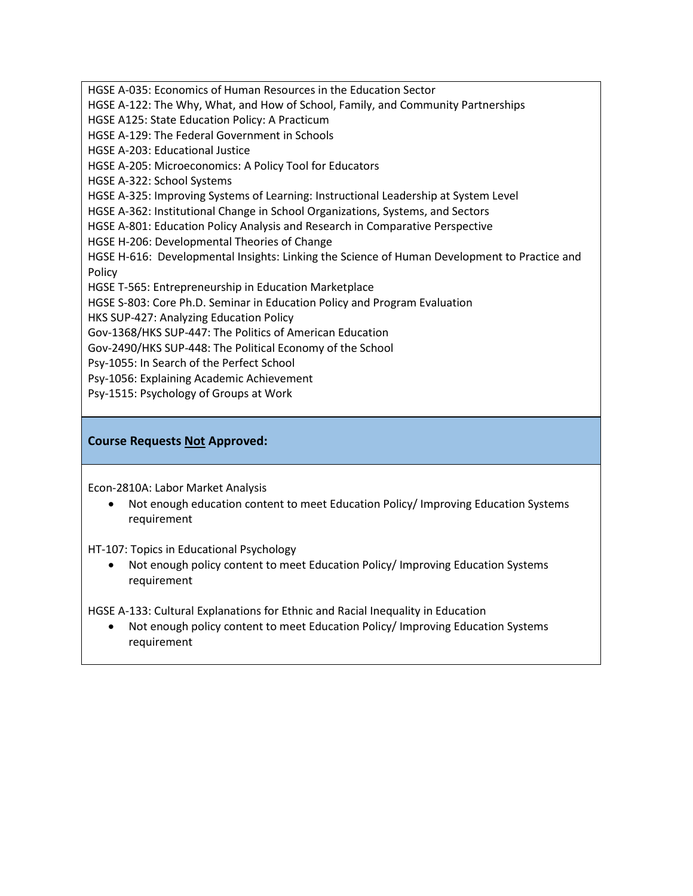HGSE A-035: Economics of Human Resources in the Education Sector
HGSE A-122: The Why, What, and How of School, Family, and Community Partnerships
HGSE A125: State Education Policy: A Practicum
HGSE A-129: The Federal Government in Schools
HGSE A-203: Educational Justice
HGSE A-205: Microeconomics: A Policy Tool for Educators
HGSE A-322: School Systems
HGSE A-325: Improving Systems of Learning: Instructional Leadership at System Level
HGSE A-362: Institutional Change in School Organizations, Systems, and Sectors
HGSE A-801: Education Policy Analysis and Research in Comparative Perspective
HGSE H-206: Developmental Theories of Change
HGSE H-616: Developmental Insights: Linking the Science of Human Development to Practice and Policy
HGSE T-565: Entrepreneurship in Education Marketplace
HGSE S-803: Core Ph.D. Seminar in Education Policy and Program Evaluation
HKS SUP-427: Analyzing Education Policy
Gov-1368/HKS SUP-447: The Politics of American Education
Gov-2490/HKS SUP-448: The Political Economy of the School
Psy-1055: In Search of the Perfect School
Psy-1056: Explaining Academic Achievement
Psy-1515: Psychology of Groups at Work

**Course Requests Not Approved:**

Econ-2810A: Labor Market Analysis

- Not enough education content to meet Education Policy/ Improving Education Systems requirement

HT-107: Topics in Educational Psychology

- Not enough policy content to meet Education Policy/ Improving Education Systems requirement

HGSE A-133: Cultural Explanations for Ethnic and Racial Inequality in Education

- Not enough policy content to meet Education Policy/ Improving Education Systems requirement